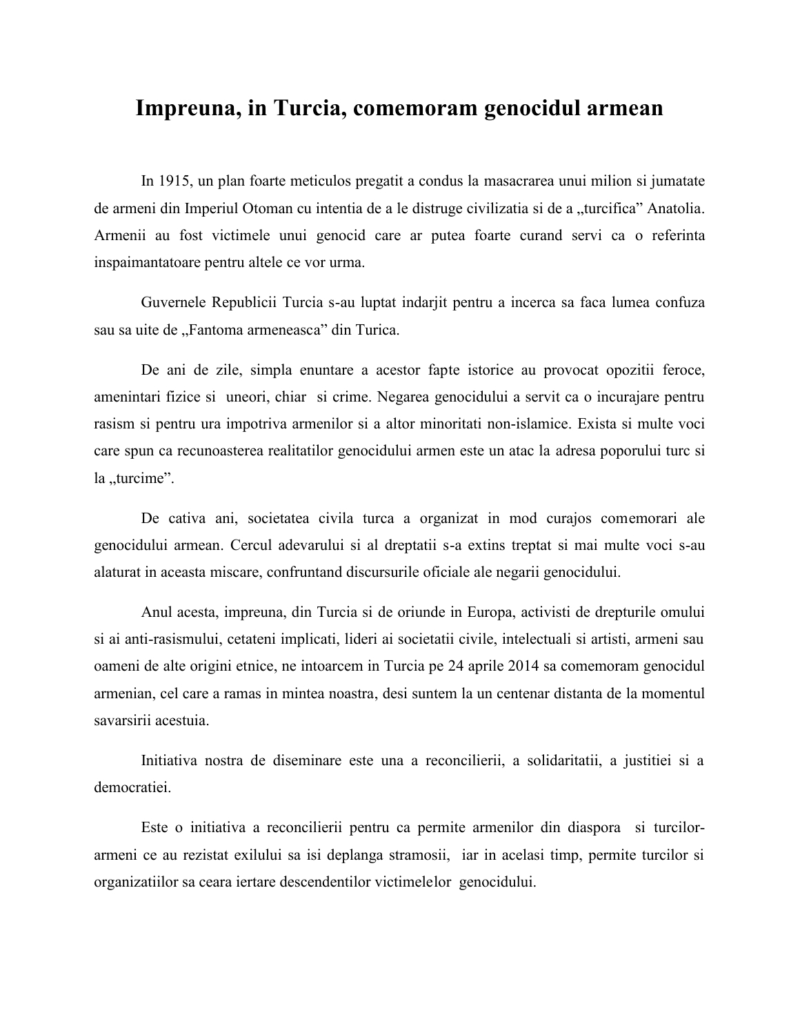# Impreuna, in Turcia, comemoram genocidul armean

In 1915, un plan foarte meticulos pregatit a condus la masacrarea unui milion si jumatate de armeni din Imperiul Otoman cu intentia de a le distruge civilizatia si de a „turcifica" Anatolia. Armenii au fost victimele unui genocid care ar putea foarte curand servi ca o referinta inspaimantatoare pentru altele ce vor urma.

Guvernele Republicii Turcia s-au luptat indarjit pentru a incerca sa faca lumea confuza sau sa uite de „Fantoma armeneasca" din Turica.

De ani de zile, simpla enuntare a acestor fapte istorice au provocat opozitii feroce, amenintari fizice si uneori, chiar si crime. Negarea genocidului a servit ca o incurajare pentru rasism si pentru ura impotriva armenilor si a altor minoritati non-islamice. Exista si multe voci care spun ca recunoasterea realitatilor genocidului armen este un atac la adresa poporului turc si la „turcime".

De cativa ani, societatea civila turca a organizat in mod curajos comemorari ale genocidului armean. Cercul adevarului si al dreptatii s-a extins treptat si mai multe voci s-au alaturat in aceasta miscare, confruntand discursurile oficiale ale negarii genocidului.

Anul acesta, impreuna, din Turcia si de oriunde in Europa, activisti de drepturile omului si ai anti-rasismului, cetateni implicati, lideri ai societatii civile, intelectuali si artisti, armeni sau oameni de alte origini etnice, ne intoarcem in Turcia pe 24 aprilie 2014 sa comemoram genocidul armenian, cel care a ramas in mintea noastra, desi suntem la un centenar distanta de la momentul savarsirii acestuia.

Initiativa nostra de diseminare este una a reconcilierii, a solidaritatii, a justitiei si a democratiei.

Este o initiativa a reconcilierii pentru ca permite armenilor din diaspora si turcilor-armeni ce au rezistat exilului sa isi deplanga stramosii, iar in acelasi timp, permite turcilor si organizatiilor sa ceara iertare descendentilor victimelelor genocidului.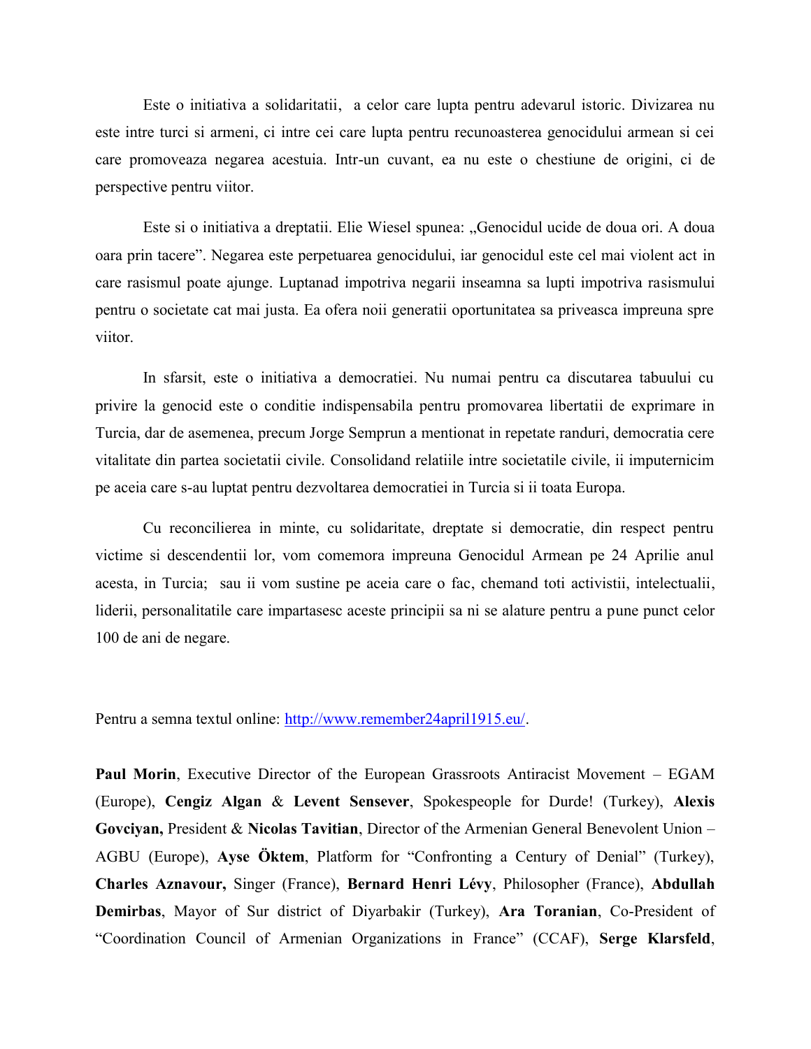Este o initiativa a solidaritatii,  a celor care lupta pentru adevarul istoric. Divizarea nu este intre turci si armeni, ci intre cei care lupta pentru recunoasterea genocidului armean si cei care promoveaza negarea acestuia. Intr-un cuvant, ea nu este o chestiune de origini, ci de perspective pentru viitor.

Este si o initiativa a dreptatii. Elie Wiesel spunea: „Genocidul ucide de doua ori. A doua oara prin tacere". Negarea este perpetuarea genocidului, iar genocidul este cel mai violent act in care rasismul poate ajunge. Luptanad impotriva negarii inseamna sa lupti impotriva rasismului pentru o societate cat mai justa. Ea ofera noii generatii oportunitatea sa priveasca impreuna spre viitor.

In sfarsit, este o initiativa a democratiei. Nu numai pentru ca discutarea tabuului cu privire la genocid este o conditie indispensabila pentru promovarea libertatii de exprimare in Turcia, dar de asemenea, precum Jorge Semprun a mentionat in repetate randuri, democratia cere vitalitate din partea societatii civile. Consolidand relatiile intre societatile civile, ii imputernicim pe aceia care s-au luptat pentru dezvoltarea democratiei in Turcia si ii toata Europa.

Cu reconcilierea in minte, cu solidaritate, dreptate si democratie, din respect pentru victime si descendentii lor, vom comemora impreuna Genocidul Armean pe 24 Aprilie anul acesta, in Turcia;  sau ii vom sustine pe aceia care o fac, chemand toti activistii, intelectualii, liderii, personalitatile care impartasesc aceste principii sa ni se alature pentru a pune punct celor 100 de ani de negare.

Pentru a semna textul online: [http://www.remember24april1915.eu/](http://www.remember24april1915.eu/).

**Paul Morin**, Executive Director of the European Grassroots Antiracist Movement – EGAM (Europe), **Cengiz Algan** & **Levent Sensever**, Spokespeople for Durde! (Turkey), **Alexis Govciyan,** President & **Nicolas Tavitian**, Director of the Armenian General Benevolent Union – AGBU (Europe), **Ayse Öktem**, Platform for "Confronting a Century of Denial" (Turkey), **Charles Aznavour,** Singer (France), **Bernard Henri Lévy**, Philosopher (France), **Abdullah Demirbas**, Mayor of Sur district of Diyarbakir (Turkey), **Ara Toranian**, Co-President of "Coordination Council of Armenian Organizations in France" (CCAF), **Serge Klarsfeld**,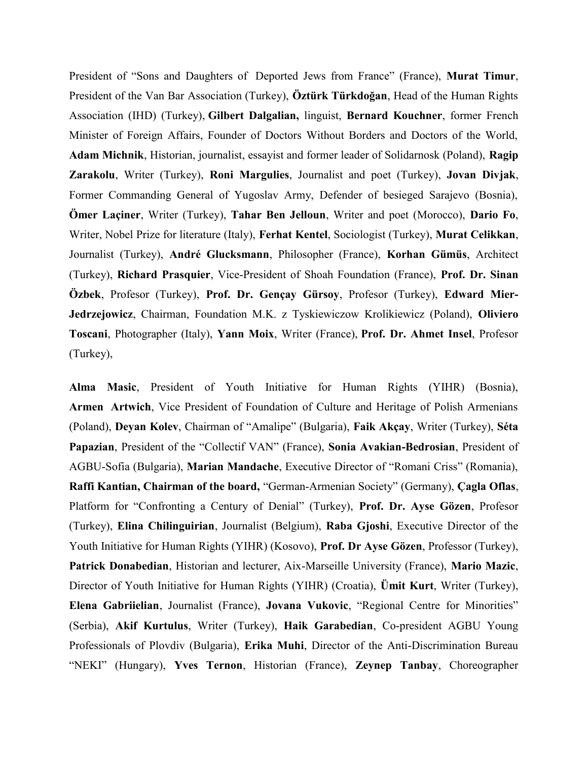President of “Sons and Daughters of Deported Jews from France” (France), **Murat Timur**, President of the Van Bar Association (Turkey), **Öztürk Türkdoğan**, Head of the Human Rights Association (IHD) (Turkey), **Gilbert Dalgalian,** linguist, **Bernard Kouchner**, former French Minister of Foreign Affairs, Founder of Doctors Without Borders and Doctors of the World, **Adam Michnik**, Historian, journalist, essayist and former leader of Solidarnosk (Poland), **Ragip Zarakolu**, Writer (Turkey), **Roni Margulies**, Journalist and poet (Turkey), **Jovan Divjak**, Former Commanding General of Yugoslav Army, Defender of besieged Sarajevo (Bosnia), **Ömer Laçiner**, Writer (Turkey), **Tahar Ben Jelloun**, Writer and poet (Morocco), **Dario Fo**, Writer, Nobel Prize for literature (Italy), **Ferhat Kentel**, Sociologist (Turkey), **Murat Celikkan**, Journalist (Turkey), **André Glucksmann**, Philosopher (France), **Korhan Gümüs**, Architect (Turkey), **Richard Prasquier**, Vice-President of Shoah Foundation (France), **Prof. Dr. Sinan Özbek**, Profesor (Turkey), **Prof. Dr. Gençay Gürsoy**, Profesor (Turkey), **Edward Mier-Jedrzejowicz**, Chairman, Foundation M.K. z Tyskiewiczow Krolikiewicz (Poland), **Oliviero Toscani**, Photographer (Italy), **Yann Moix**, Writer (France), **Prof. Dr. Ahmet Insel**, Profesor (Turkey),

**Alma Masic**, President of Youth Initiative for Human Rights (YIHR) (Bosnia), **Armen Artwich**, Vice President of Foundation of Culture and Heritage of Polish Armenians (Poland), **Deyan Kolev**, Chairman of “Amalipe” (Bulgaria), **Faik Akçay**, Writer (Turkey), **Séta Papazian**, President of the “Collectif VAN” (France), **Sonia Avakian-Bedrosian**, President of AGBU-Sofia (Bulgaria), **Marian Mandache**, Executive Director of “Romani Criss” (Romania), **Raffi Kantian, Chairman of the board,** “German-Armenian Society” (Germany), **Çagla Oflas**, Platform for “Confronting a Century of Denial” (Turkey), **Prof. Dr. Ayse Gözen**, Profesor (Turkey), **Elina Chilinguirian**, Journalist (Belgium), **Raba Gjoshi**, Executive Director of the Youth Initiative for Human Rights (YIHR) (Kosovo), **Prof. Dr Ayse Gözen**, Professor (Turkey), **Patrick Donabedian**, Historian and lecturer, Aix-Marseille University (France), **Mario Mazic**, Director of Youth Initiative for Human Rights (YIHR) (Croatia), **Ümit Kurt**, Writer (Turkey), **Elena Gabriielian**, Journalist (France), **Jovana Vukovic**, “Regional Centre for Minorities” (Serbia), **Akif Kurtulus**, Writer (Turkey), **Haik Garabedian**, Co-president AGBU Young Professionals of Plovdiv (Bulgaria), **Erika Muhi**, Director of the Anti-Discrimination Bureau “NEKI” (Hungary), **Yves Ternon**, Historian (France), **Zeynep Tanbay**, Choreographer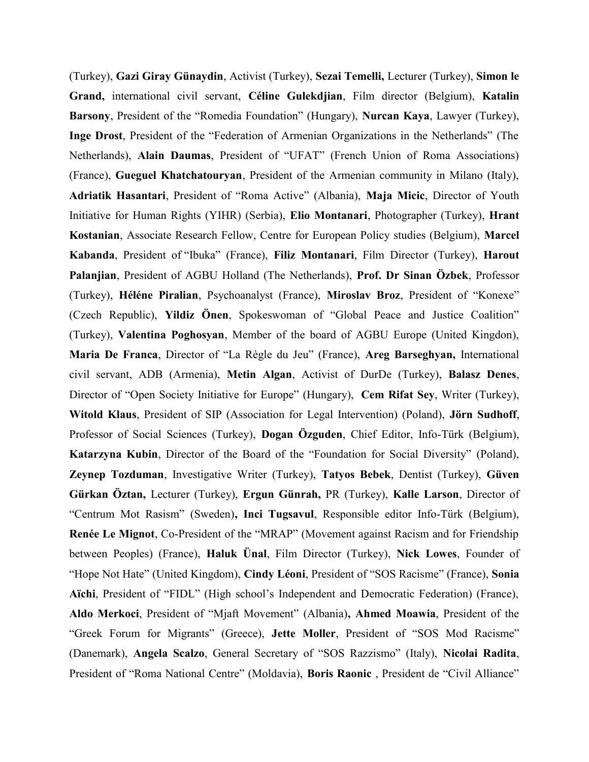(Turkey), **Gazi Giray Günaydin**, Activist (Turkey), **Sezai Temelli,** Lecturer (Turkey), **Simon le Grand,** international civil servant, **Céline Gulekdjian**, Film director (Belgium), **Katalin Barsony**, President of the "Romedia Foundation" (Hungary), **Nurcan Kaya**, Lawyer (Turkey), **Inge Drost**, President of the "Federation of Armenian Organizations in the Netherlands" (The Netherlands), **Alain Daumas**, President of "UFAT" (French Union of Roma Associations) (France), **Gueguel Khatchatouryan**, President of the Armenian community in Milano (Italy), **Adriatik Hasantari**, President of "Roma Active" (Albania), **Maja Micic**, Director of Youth Initiative for Human Rights (YIHR) (Serbia), **Elio Montanari**, Photographer (Turkey), **Hrant Kostanian**, Associate Research Fellow, Centre for European Policy studies (Belgium), **Marcel Kabanda**, President of "Ibuka" (France), **Filiz Montanari**, Film Director (Turkey), **Harout Palanjian**, President of AGBU Holland (The Netherlands), **Prof. Dr Sinan Özbek**, Professor (Turkey), **Héléne Piralian**, Psychoanalyst (France), **Miroslav Broz**, President of "Konexe" (Czech Republic), **Yildiz Önen**, Spokeswoman of "Global Peace and Justice Coalition" (Turkey), **Valentina Poghosyan**, Member of the board of AGBU Europe (United Kingdon), **Maria De Franca**, Director of "La Règle du Jeu" (France), **Areg Barseghyan,** International civil servant, ADB (Armenia), **Metin Algan**, Activist of DurDe (Turkey), **Balasz Denes**, Director of "Open Society Initiative for Europe" (Hungary), **Cem Rifat Sey**, Writer (Turkey), **Witold Klaus**, President of SIP (Association for Legal Intervention) (Poland), **Jörn Sudhoff**, Professor of Social Sciences (Turkey), **Dogan Özguden**, Chief Editor, Info-Türk (Belgium), **Katarzyna Kubin**, Director of the Board of the "Foundation for Social Diversity" (Poland), **Zeynep Tozduman**, Investigative Writer (Turkey), **Tatyos Bebek**, Dentist (Turkey), **Güven Gürkan Öztan,** Lecturer (Turkey), **Ergun Günrah,** PR (Turkey), **Kalle Larson**, Director of "Centrum Mot Rasism" (Sweden)**, Inci Tugsavul**, Responsible editor Info-Türk (Belgium), **Renée Le Mignot**, Co-President of the "MRAP" (Movement against Racism and for Friendship between Peoples) (France), **Haluk Ünal**, Film Director (Turkey), **Nick Lowes**, Founder of "Hope Not Hate" (United Kingdom), **Cindy Léoni**, President of "SOS Racisme" (France), **Sonia Aïchi**, President of "FIDL" (High school's Independent and Democratic Federation) (France), **Aldo Merkoci**, President of "Mjaft Movement" (Albania)**, Ahmed Moawia**, President of the "Greek Forum for Migrants" (Greece), **Jette Moller**, President of "SOS Mod Racisme" (Danemark), **Angela Scalzo**, General Secretary of "SOS Razzismo" (Italy), **Nicolai Radita**, President of "Roma National Centre" (Moldavia), **Boris Raonic** , President de "Civil Alliance"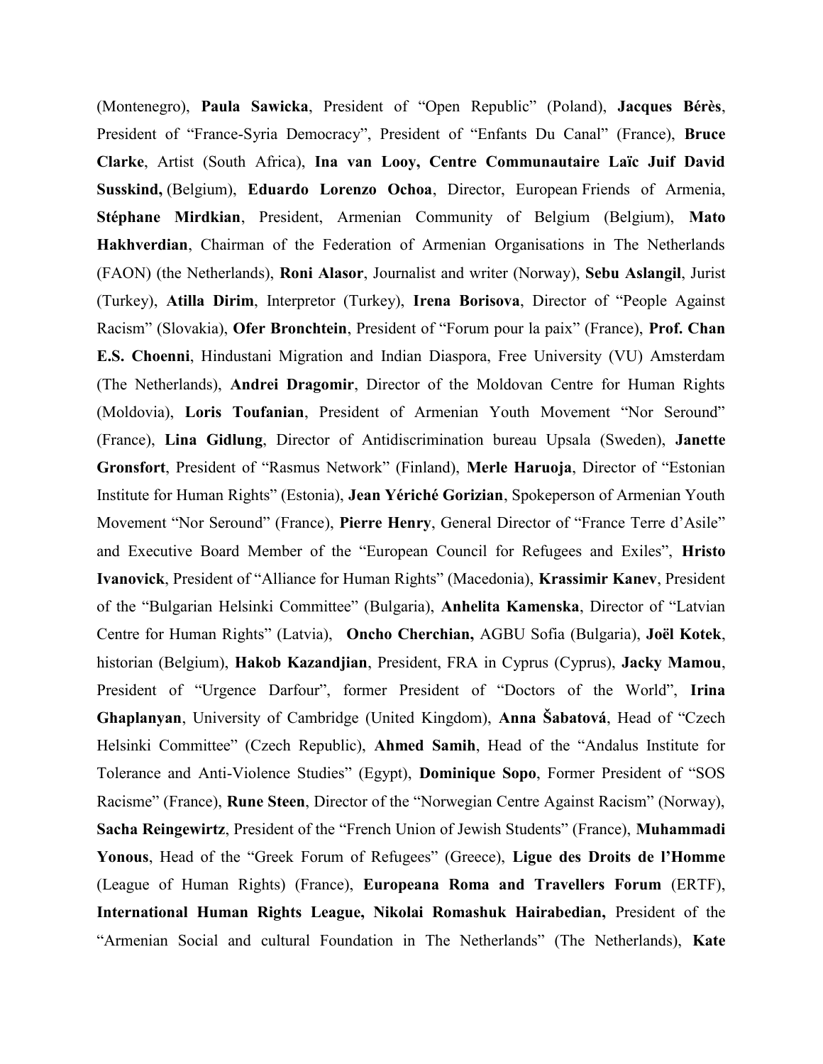(Montenegro), **Paula Sawicka**, President of "Open Republic" (Poland), **Jacques Bérès**, President of "France-Syria Democracy", President of "Enfants Du Canal" (France), **Bruce Clarke**, Artist (South Africa), **Ina van Looy, Centre Communautaire Laïc Juif David Susskind,** (Belgium), **Eduardo Lorenzo Ochoa**, Director, European Friends of Armenia, **Stéphane Mirdkian**, President, Armenian Community of Belgium (Belgium), **Mato Hakhverdian**, Chairman of the Federation of Armenian Organisations in The Netherlands (FAON) (the Netherlands), **Roni Alasor**, Journalist and writer (Norway), **Sebu Aslangil**, Jurist (Turkey), **Atilla Dirim**, Interpretor (Turkey), **Irena Borisova**, Director of "People Against Racism" (Slovakia), **Ofer Bronchtein**, President of "Forum pour la paix" (France), **Prof. Chan E.S. Choenni**, Hindustani Migration and Indian Diaspora, Free University (VU) Amsterdam (The Netherlands), **Andrei Dragomir**, Director of the Moldovan Centre for Human Rights (Moldovia), **Loris Toufanian**, President of Armenian Youth Movement "Nor Seround" (France), **Lina Gidlung**, Director of Antidiscrimination bureau Upsala (Sweden), **Janette Gronsfort**, President of "Rasmus Network" (Finland), **Merle Haruoja**, Director of "Estonian Institute for Human Rights" (Estonia), **Jean Yériché Gorizian**, Spokeperson of Armenian Youth Movement "Nor Seround" (France), **Pierre Henry**, General Director of "France Terre d'Asile" and Executive Board Member of the "European Council for Refugees and Exiles", **Hristo Ivanovick**, President of "Alliance for Human Rights" (Macedonia), **Krassimir Kanev**, President of the "Bulgarian Helsinki Committee" (Bulgaria), **Anhelita Kamenska**, Director of "Latvian Centre for Human Rights" (Latvia), **Oncho Cherchian,** AGBU Sofia (Bulgaria), **Joël Kotek**, historian (Belgium), **Hakob Kazandjian**, President, FRA in Cyprus (Cyprus), **Jacky Mamou**, President of "Urgence Darfour", former President of "Doctors of the World", **Irina Ghaplanyan**, University of Cambridge (United Kingdom), **Anna Šabatová**, Head of "Czech Helsinki Committee" (Czech Republic), **Ahmed Samih**, Head of the "Andalus Institute for Tolerance and Anti-Violence Studies" (Egypt), **Dominique Sopo**, Former President of "SOS Racisme" (France), **Rune Steen**, Director of the "Norwegian Centre Against Racism" (Norway), **Sacha Reingewirtz**, President of the "French Union of Jewish Students" (France), **Muhammadi Yonous**, Head of the "Greek Forum of Refugees" (Greece), **Ligue des Droits de l'Homme** (League of Human Rights) (France), **Europeana Roma and Travellers Forum** (ERTF), **International Human Rights League, Nikolai Romashuk Hairabedian,** President of the "Armenian Social and cultural Foundation in The Netherlands" (The Netherlands), **Kate**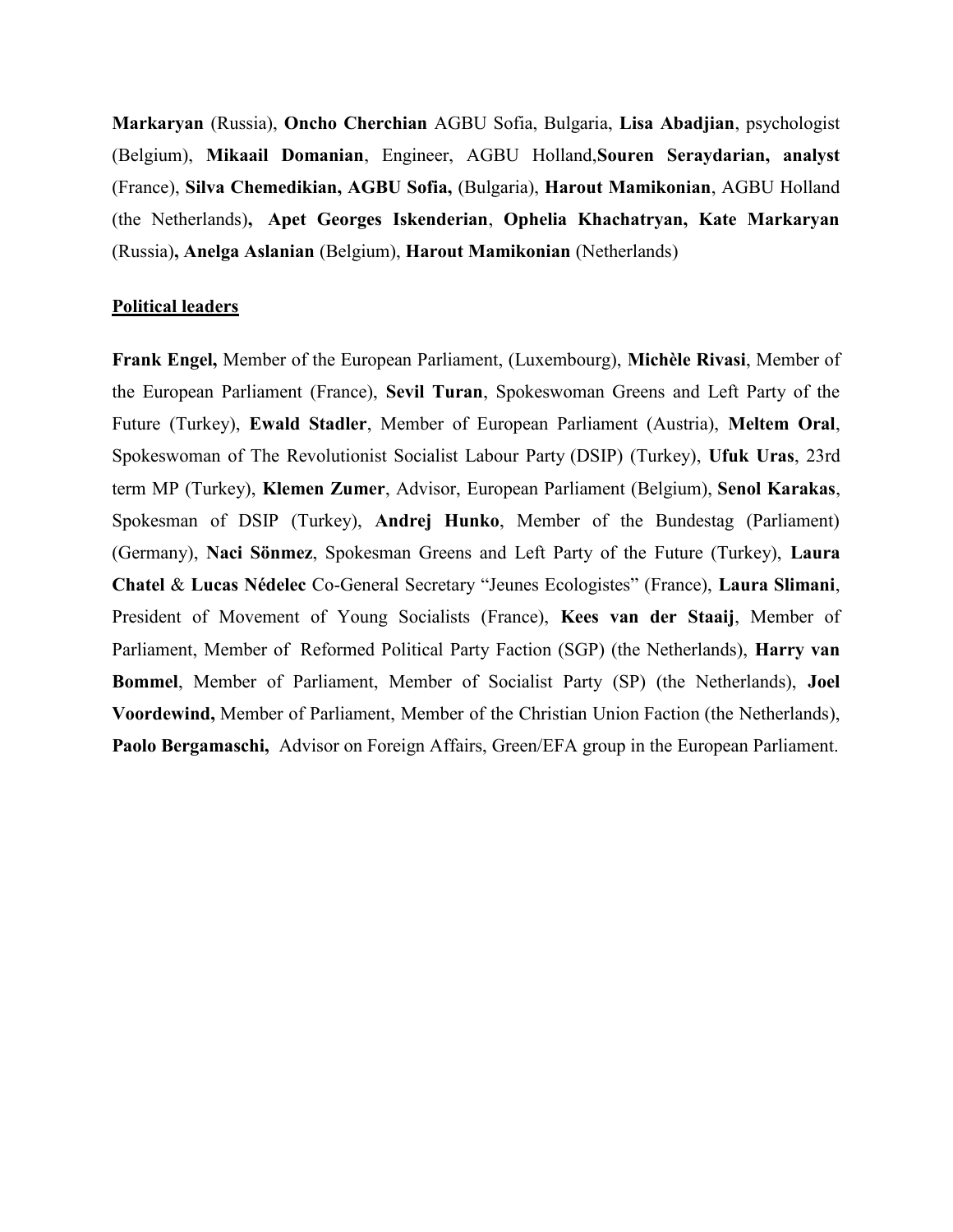**Markaryan** (Russia), **Oncho Cherchian** AGBU Sofia, Bulgaria, **Lisa Abadjian**, psychologist (Belgium), **Mikaail Domanian**, Engineer, AGBU Holland,**Souren Seraydarian, analyst** (France), **Silva Chemedikian, AGBU Sofia,** (Bulgaria), **Harout Mamikonian**, AGBU Holland (the Netherlands)**, Apet Georges Iskenderian**, **Ophelia Khachatryan, Kate Markaryan** (Russia)**, Anelga Aslanian** (Belgium), **Harout Mamikonian** (Netherlands)

**Political leaders**

**Frank Engel,** Member of the European Parliament, (Luxembourg), **Michèle Rivasi**, Member of the European Parliament (France), **Sevil Turan**, Spokeswoman Greens and Left Party of the Future (Turkey), **Ewald Stadler**, Member of European Parliament (Austria), **Meltem Oral**, Spokeswoman of The Revolutionist Socialist Labour Party (DSIP) (Turkey), **Ufuk Uras**, 23rd term MP (Turkey), **Klemen Zumer**, Advisor, European Parliament (Belgium), **Senol Karakas**, Spokesman of DSIP (Turkey), **Andrej Hunko**, Member of the Bundestag (Parliament) (Germany), **Naci Sönmez**, Spokesman Greens and Left Party of the Future (Turkey), **Laura Chatel** & **Lucas Nédelec** Co-General Secretary "Jeunes Ecologistes" (France), **Laura Slimani**, President of Movement of Young Socialists (France), **Kees van der Staaij**, Member of Parliament, Member of Reformed Political Party Faction (SGP) (the Netherlands), **Harry van Bommel**, Member of Parliament, Member of Socialist Party (SP) (the Netherlands), **Joel Voordewind,** Member of Parliament, Member of the Christian Union Faction (the Netherlands), **Paolo Bergamaschi,** Advisor on Foreign Affairs, Green/EFA group in the European Parliament.